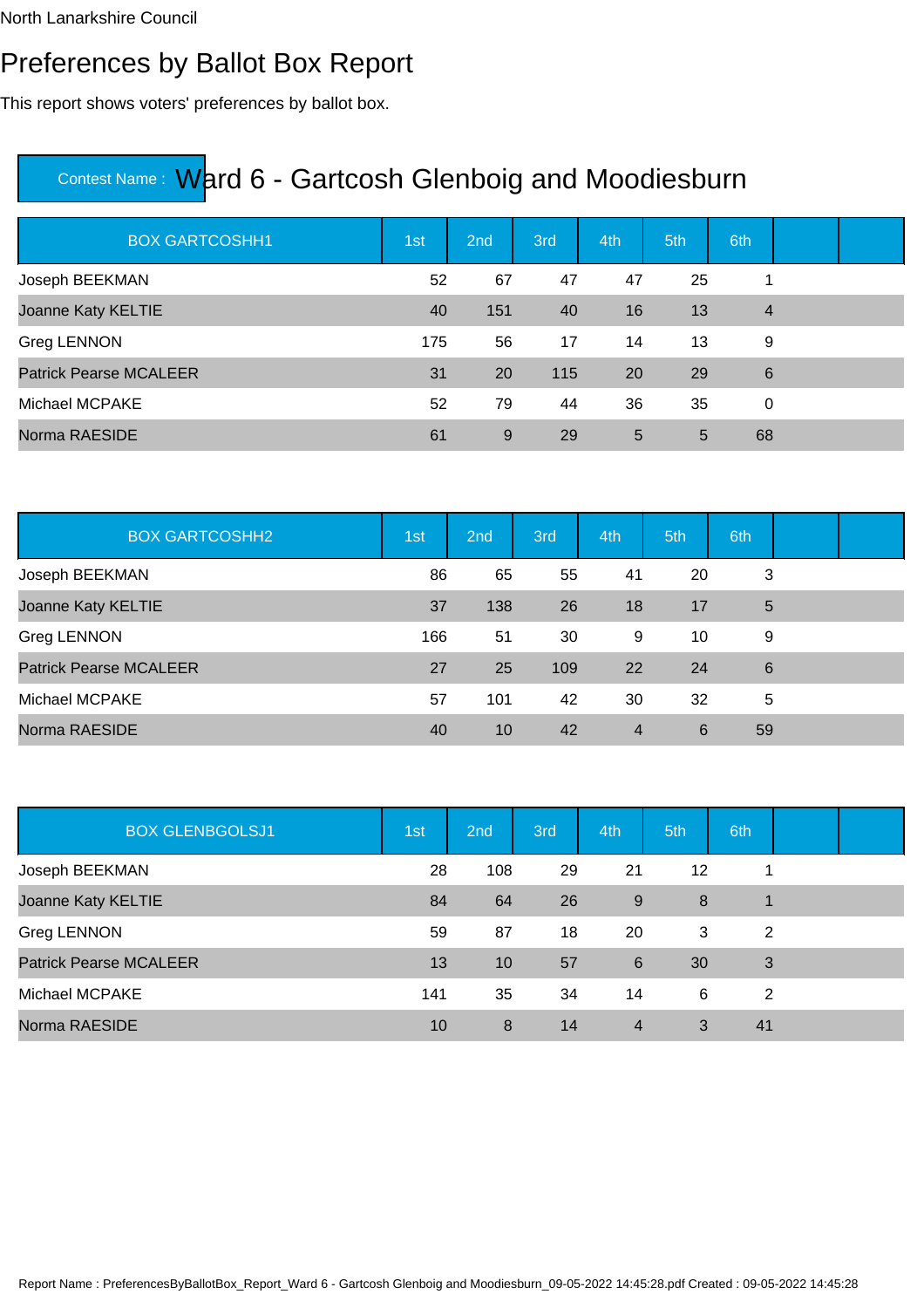North Lanarkshire Council

# Preferences by Ballot Box Report

This report shows voters' preferences by ballot box.

## Contest Name : Ward 6 - Gartcosh Glenboig and Moodiesburn

| BOX GARTCOSHH1 | 1st | 2nd | 3rd | 4th | 5th | 6th | | |
|---|---|---|---|---|---|---|---|---|
| Joseph BEEKMAN | 52 | 67 | 47 | 47 | 25 | 1 | | |
| Joanne Katy KELTIE | 40 | 151 | 40 | 16 | 13 | 4 | | |
| Greg LENNON | 175 | 56 | 17 | 14 | 13 | 9 | | |
| Patrick Pearse MCALEER | 31 | 20 | 115 | 20 | 29 | 6 | | |
| Michael MCPAKE | 52 | 79 | 44 | 36 | 35 | 0 | | |
| Norma RAESIDE | 61 | 9 | 29 | 5 | 5 | 68 | | |

| BOX GARTCOSHH2 | 1st | 2nd | 3rd | 4th | 5th | 6th | | |
|---|---|---|---|---|---|---|---|---|
| Joseph BEEKMAN | 86 | 65 | 55 | 41 | 20 | 3 | | |
| Joanne Katy KELTIE | 37 | 138 | 26 | 18 | 17 | 5 | | |
| Greg LENNON | 166 | 51 | 30 | 9 | 10 | 9 | | |
| Patrick Pearse MCALEER | 27 | 25 | 109 | 22 | 24 | 6 | | |
| Michael MCPAKE | 57 | 101 | 42 | 30 | 32 | 5 | | |
| Norma RAESIDE | 40 | 10 | 42 | 4 | 6 | 59 | | |

| BOX GLENBGOLSJ1 | 1st | 2nd | 3rd | 4th | 5th | 6th | | |
|---|---|---|---|---|---|---|---|---|
| Joseph BEEKMAN | 28 | 108 | 29 | 21 | 12 | 1 | | |
| Joanne Katy KELTIE | 84 | 64 | 26 | 9 | 8 | 1 | | |
| Greg LENNON | 59 | 87 | 18 | 20 | 3 | 2 | | |
| Patrick Pearse MCALEER | 13 | 10 | 57 | 6 | 30 | 3 | | |
| Michael MCPAKE | 141 | 35 | 34 | 14 | 6 | 2 | | |
| Norma RAESIDE | 10 | 8 | 14 | 4 | 3 | 41 | | |

Report Name : PreferencesByBallotBox_Report_Ward 6 - Gartcosh Glenboig and Moodiesburn_09-05-2022 14:45:28.pdf Created : 09-05-2022 14:45:28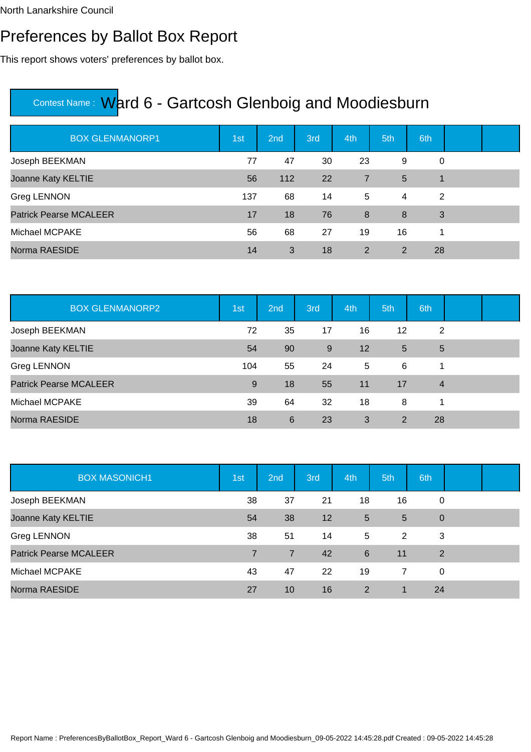North Lanarkshire Council

# Preferences by Ballot Box Report

This report shows voters' preferences by ballot box.

## Contest Name : Ward 6 - Gartcosh Glenboig and Moodiesburn

| BOX GLENMANORP1 | 1st | 2nd | 3rd | 4th | 5th | 6th | | |
|---|---|---|---|---|---|---|---|---|
| Joseph BEEKMAN | 77 | 47 | 30 | 23 | 9 | 0 | | |
| Joanne Katy KELTIE | 56 | 112 | 22 | 7 | 5 | 1 | | |
| Greg LENNON | 137 | 68 | 14 | 5 | 4 | 2 | | |
| Patrick Pearse MCALEER | 17 | 18 | 76 | 8 | 8 | 3 | | |
| Michael MCPAKE | 56 | 68 | 27 | 19 | 16 | 1 | | |
| Norma RAESIDE | 14 | 3 | 18 | 2 | 2 | 28 | | |

| BOX GLENMANORP2 | 1st | 2nd | 3rd | 4th | 5th | 6th | | |
|---|---|---|---|---|---|---|---|---|
| Joseph BEEKMAN | 72 | 35 | 17 | 16 | 12 | 2 | | |
| Joanne Katy KELTIE | 54 | 90 | 9 | 12 | 5 | 5 | | |
| Greg LENNON | 104 | 55 | 24 | 5 | 6 | 1 | | |
| Patrick Pearse MCALEER | 9 | 18 | 55 | 11 | 17 | 4 | | |
| Michael MCPAKE | 39 | 64 | 32 | 18 | 8 | 1 | | |
| Norma RAESIDE | 18 | 6 | 23 | 3 | 2 | 28 | | |

| BOX MASONICH1 | 1st | 2nd | 3rd | 4th | 5th | 6th | | |
|---|---|---|---|---|---|---|---|---|
| Joseph BEEKMAN | 38 | 37 | 21 | 18 | 16 | 0 | | |
| Joanne Katy KELTIE | 54 | 38 | 12 | 5 | 5 | 0 | | |
| Greg LENNON | 38 | 51 | 14 | 5 | 2 | 3 | | |
| Patrick Pearse MCALEER | 7 | 7 | 42 | 6 | 11 | 2 | | |
| Michael MCPAKE | 43 | 47 | 22 | 19 | 7 | 0 | | |
| Norma RAESIDE | 27 | 10 | 16 | 2 | 1 | 24 | | |

Report Name : PreferencesByBallotBox_Report_Ward 6 - Gartcosh Glenboig and Moodiesburn_09-05-2022 14:45:28.pdf Created : 09-05-2022 14:45:28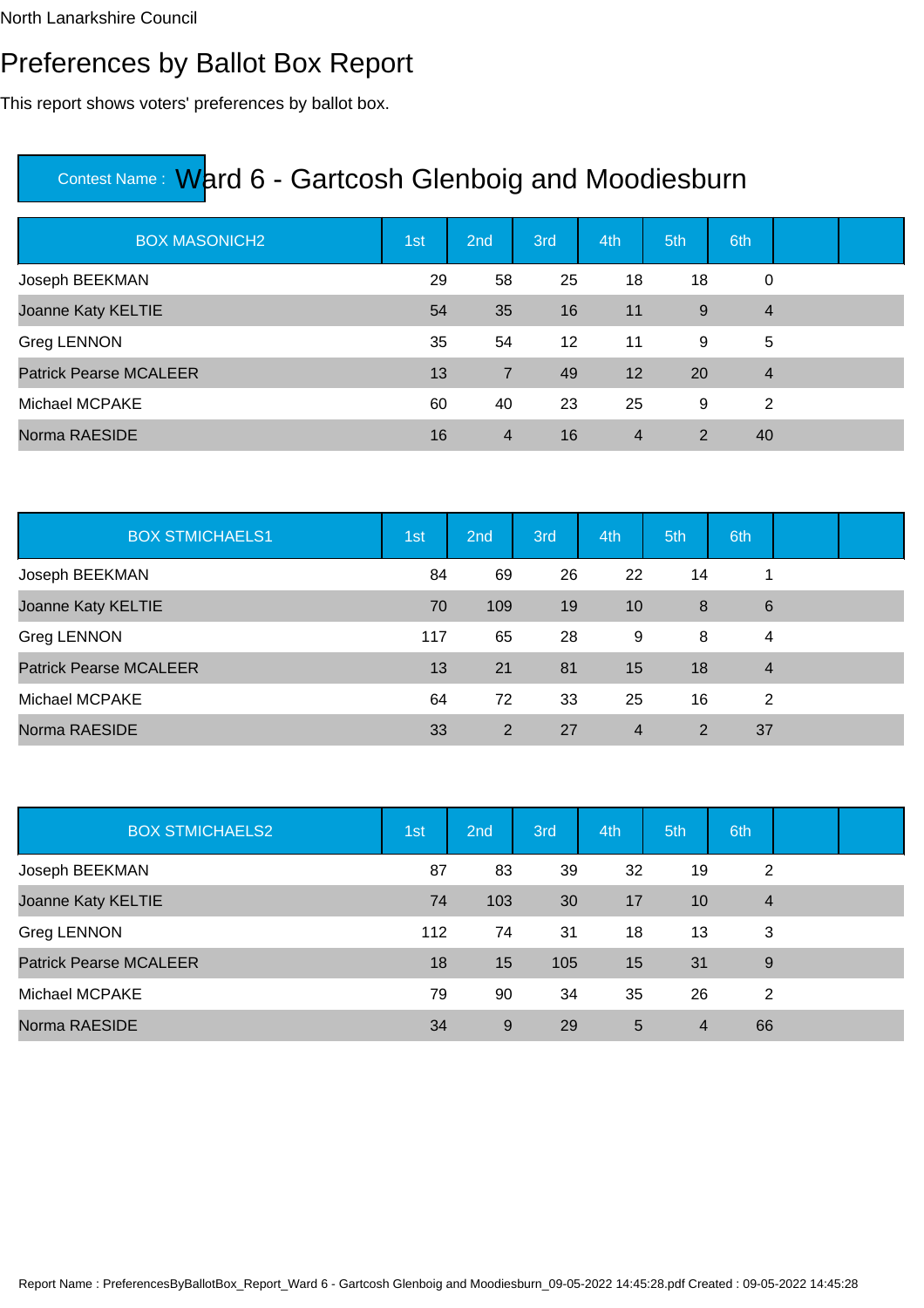North Lanarkshire Council

# Preferences by Ballot Box Report

This report shows voters' preferences by ballot box.

## Contest Name : Ward 6 - Gartcosh Glenboig and Moodiesburn

| BOX MASONICH2 | 1st | 2nd | 3rd | 4th | 5th | 6th | | |
|---|---|---|---|---|---|---|---|---|
| Joseph BEEKMAN | 29 | 58 | 25 | 18 | 18 | 0 | | |
| Joanne Katy KELTIE | 54 | 35 | 16 | 11 | 9 | 4 | | |
| Greg LENNON | 35 | 54 | 12 | 11 | 9 | 5 | | |
| Patrick Pearse MCALEER | 13 | 7 | 49 | 12 | 20 | 4 | | |
| Michael MCPAKE | 60 | 40 | 23 | 25 | 9 | 2 | | |
| Norma RAESIDE | 16 | 4 | 16 | 4 | 2 | 40 | | |

| BOX STMICHAELS1 | 1st | 2nd | 3rd | 4th | 5th | 6th | | |
|---|---|---|---|---|---|---|---|---|
| Joseph BEEKMAN | 84 | 69 | 26 | 22 | 14 | 1 | | |
| Joanne Katy KELTIE | 70 | 109 | 19 | 10 | 8 | 6 | | |
| Greg LENNON | 117 | 65 | 28 | 9 | 8 | 4 | | |
| Patrick Pearse MCALEER | 13 | 21 | 81 | 15 | 18 | 4 | | |
| Michael MCPAKE | 64 | 72 | 33 | 25 | 16 | 2 | | |
| Norma RAESIDE | 33 | 2 | 27 | 4 | 2 | 37 | | |

| BOX STMICHAELS2 | 1st | 2nd | 3rd | 4th | 5th | 6th | | |
|---|---|---|---|---|---|---|---|---|
| Joseph BEEKMAN | 87 | 83 | 39 | 32 | 19 | 2 | | |
| Joanne Katy KELTIE | 74 | 103 | 30 | 17 | 10 | 4 | | |
| Greg LENNON | 112 | 74 | 31 | 18 | 13 | 3 | | |
| Patrick Pearse MCALEER | 18 | 15 | 105 | 15 | 31 | 9 | | |
| Michael MCPAKE | 79 | 90 | 34 | 35 | 26 | 2 | | |
| Norma RAESIDE | 34 | 9 | 29 | 5 | 4 | 66 | | |

Report Name : PreferencesByBallotBox_Report_Ward 6 - Gartcosh Glenboig and Moodiesburn_09-05-2022 14:45:28.pdf Created : 09-05-2022 14:45:28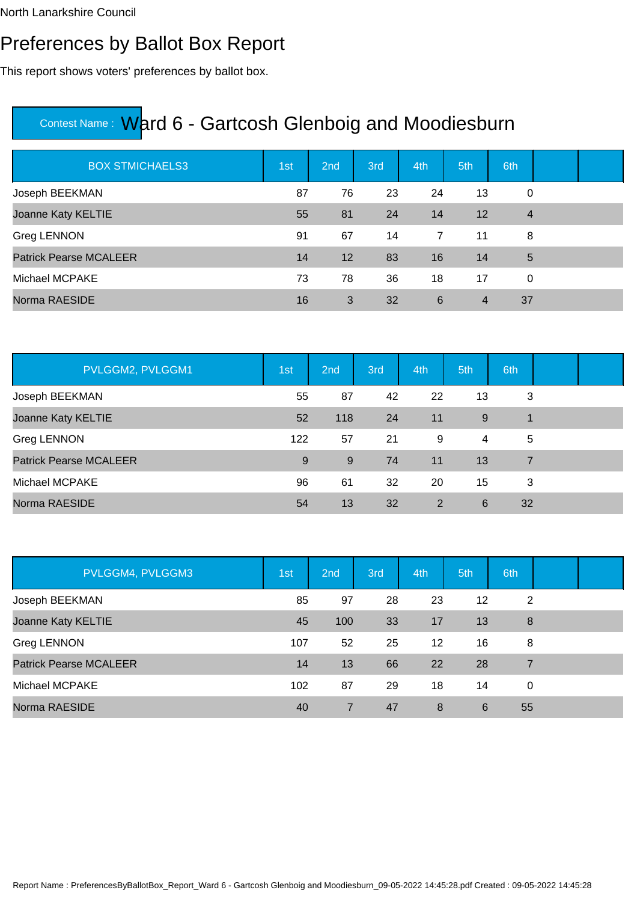North Lanarkshire Council

# Preferences by Ballot Box Report

This report shows voters' preferences by ballot box.

## Contest Name : Ward 6 - Gartcosh Glenboig and Moodiesburn

| BOX STMICHAELS3 | 1st | 2nd | 3rd | 4th | 5th | 6th | | |
|---|---|---|---|---|---|---|---|---|
| Joseph BEEKMAN | 87 | 76 | 23 | 24 | 13 | 0 | | |
| Joanne Katy KELTIE | 55 | 81 | 24 | 14 | 12 | 4 | | |
| Greg LENNON | 91 | 67 | 14 | 7 | 11 | 8 | | |
| Patrick Pearse MCALEER | 14 | 12 | 83 | 16 | 14 | 5 | | |
| Michael MCPAKE | 73 | 78 | 36 | 18 | 17 | 0 | | |
| Norma RAESIDE | 16 | 3 | 32 | 6 | 4 | 37 | | |

| PVLGGM2, PVLGGM1 | 1st | 2nd | 3rd | 4th | 5th | 6th | | |
|---|---|---|---|---|---|---|---|---|
| Joseph BEEKMAN | 55 | 87 | 42 | 22 | 13 | 3 | | |
| Joanne Katy KELTIE | 52 | 118 | 24 | 11 | 9 | 1 | | |
| Greg LENNON | 122 | 57 | 21 | 9 | 4 | 5 | | |
| Patrick Pearse MCALEER | 9 | 9 | 74 | 11 | 13 | 7 | | |
| Michael MCPAKE | 96 | 61 | 32 | 20 | 15 | 3 | | |
| Norma RAESIDE | 54 | 13 | 32 | 2 | 6 | 32 | | |

| PVLGGM4, PVLGGM3 | 1st | 2nd | 3rd | 4th | 5th | 6th | | |
|---|---|---|---|---|---|---|---|---|
| Joseph BEEKMAN | 85 | 97 | 28 | 23 | 12 | 2 | | |
| Joanne Katy KELTIE | 45 | 100 | 33 | 17 | 13 | 8 | | |
| Greg LENNON | 107 | 52 | 25 | 12 | 16 | 8 | | |
| Patrick Pearse MCALEER | 14 | 13 | 66 | 22 | 28 | 7 | | |
| Michael MCPAKE | 102 | 87 | 29 | 18 | 14 | 0 | | |
| Norma RAESIDE | 40 | 7 | 47 | 8 | 6 | 55 | | |

Report Name : PreferencesByBallotBox_Report_Ward 6 - Gartcosh Glenboig and Moodiesburn_09-05-2022 14:45:28.pdf Created : 09-05-2022 14:45:28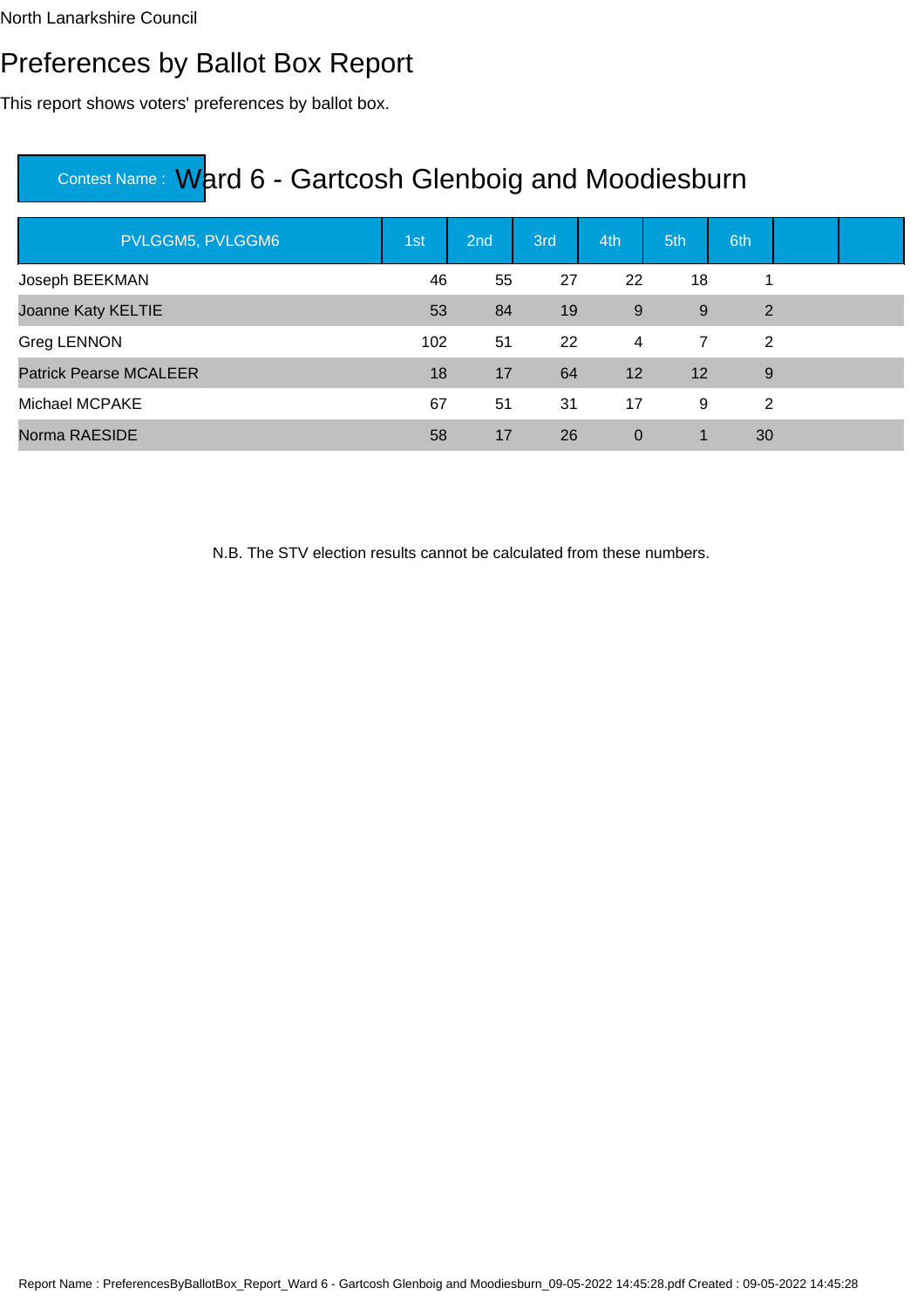North Lanarkshire Council

# Preferences by Ballot Box Report

This report shows voters' preferences by ballot box.

Contest Name : Ward 6 - Gartcosh Glenboig and Moodiesburn

| PVLGGM5, PVLGGM6 | 1st | 2nd | 3rd | 4th | 5th | 6th | | |
|---|---|---|---|---|---|---|---|---|
| Joseph BEEKMAN | 46 | 55 | 27 | 22 | 18 | 1 | | |
| Joanne Katy KELTIE | 53 | 84 | 19 | 9 | 9 | 2 | | |
| Greg LENNON | 102 | 51 | 22 | 4 | 7 | 2 | | |
| Patrick Pearse MCALEER | 18 | 17 | 64 | 12 | 12 | 9 | | |
| Michael MCPAKE | 67 | 51 | 31 | 17 | 9 | 2 | | |
| Norma RAESIDE | 58 | 17 | 26 | 0 | 1 | 30 | | |

N.B. The STV election results cannot be calculated from these numbers.

Report Name : PreferencesByBallotBox_Report_Ward 6 - Gartcosh Glenboig and Moodiesburn_09-05-2022 14:45:28.pdf Created : 09-05-2022 14:45:28